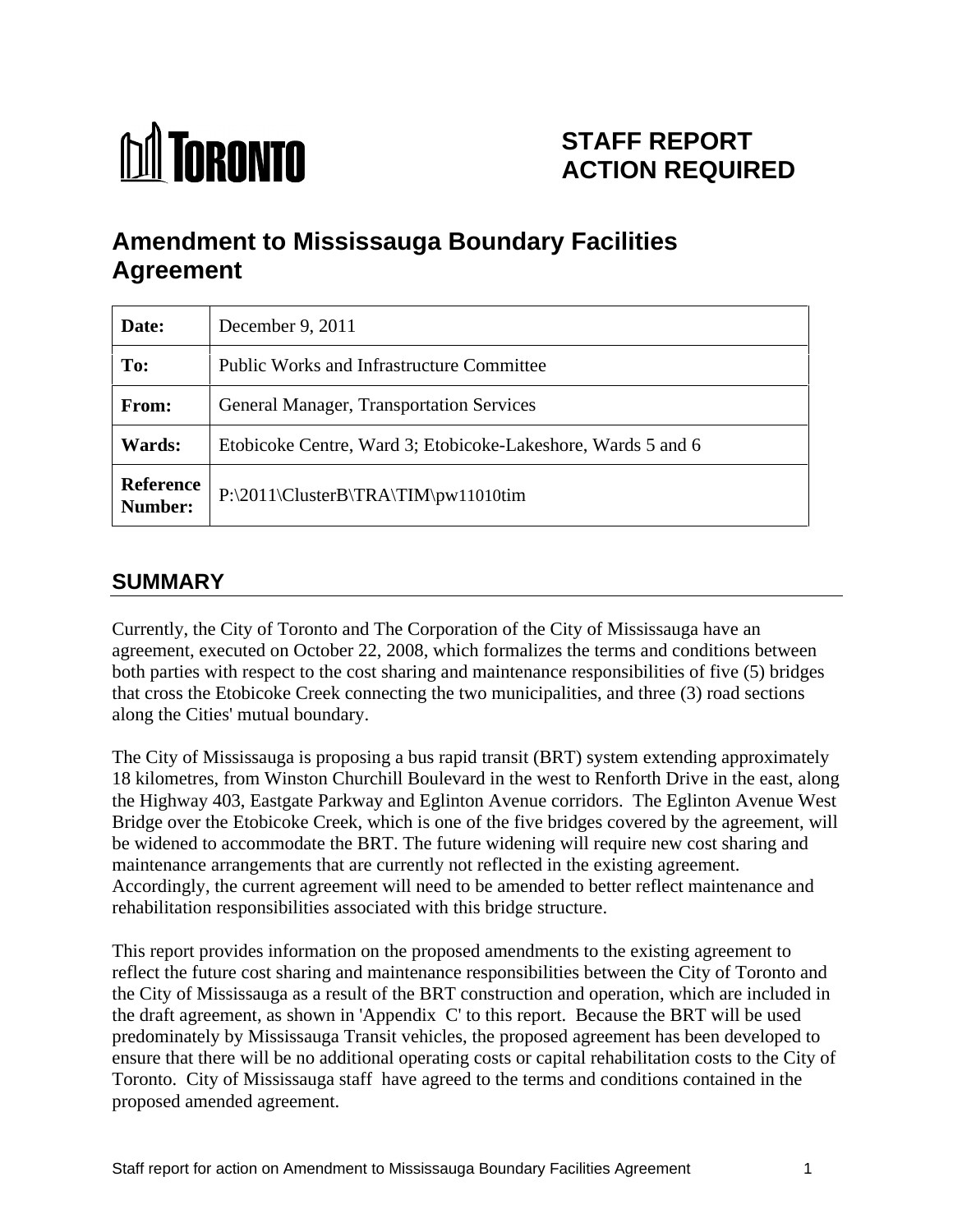TORONTO

# STAFF REPORT ACTION REQUIRED

# Amendment to Mississauga Boundary Facilities Agreement

| | |
|---|---|
| **Date:** | December 9, 2011 |
| **To:** | Public Works and Infrastructure Committee |
| **From:** | General Manager, Transportation Services |
| **Wards:** | Etobicoke Centre, Ward 3; Etobicoke-Lakeshore, Wards 5 and 6 |
| **Reference Number:** | P:\2011\ClusterB\TRA\TIM\pw11010tim |

## SUMMARY

Currently, the City of Toronto and The Corporation of the City of Mississauga have an agreement, executed on October 22, 2008, which formalizes the terms and conditions between both parties with respect to the cost sharing and maintenance responsibilities of five (5) bridges that cross the Etobicoke Creek connecting the two municipalities, and three (3) road sections along the Cities' mutual boundary.

The City of Mississauga is proposing a bus rapid transit (BRT) system extending approximately 18 kilometres, from Winston Churchill Boulevard in the west to Renforth Drive in the east, along the Highway 403, Eastgate Parkway and Eglinton Avenue corridors. The Eglinton Avenue West Bridge over the Etobicoke Creek, which is one of the five bridges covered by the agreement, will be widened to accommodate the BRT. The future widening will require new cost sharing and maintenance arrangements that are currently not reflected in the existing agreement. Accordingly, the current agreement will need to be amended to better reflect maintenance and rehabilitation responsibilities associated with this bridge structure.

This report provides information on the proposed amendments to the existing agreement to reflect the future cost sharing and maintenance responsibilities between the City of Toronto and the City of Mississauga as a result of the BRT construction and operation, which are included in the draft agreement, as shown in 'Appendix C' to this report. Because the BRT will be used predominately by Mississauga Transit vehicles, the proposed agreement has been developed to ensure that there will be no additional operating costs or capital rehabilitation costs to the City of Toronto. City of Mississauga staff have agreed to the terms and conditions contained in the proposed amended agreement.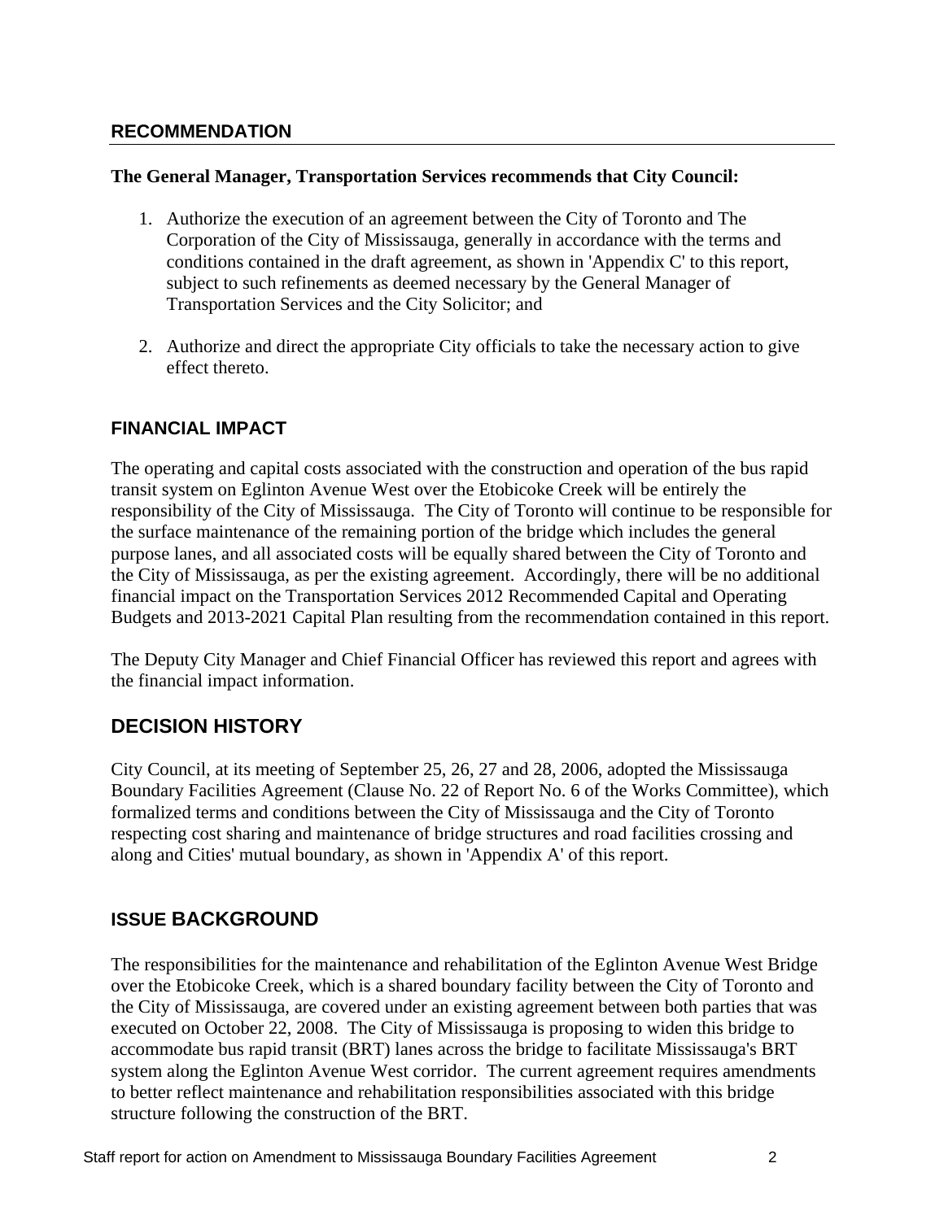## RECOMMENDATION

**The General Manager, Transportation Services recommends that City Council:**

1. Authorize the execution of an agreement between the City of Toronto and The Corporation of the City of Mississauga, generally in accordance with the terms and conditions contained in the draft agreement, as shown in 'Appendix C' to this report, subject to such refinements as deemed necessary by the General Manager of Transportation Services and the City Solicitor; and

2. Authorize and direct the appropriate City officials to take the necessary action to give effect thereto.

## FINANCIAL IMPACT

The operating and capital costs associated with the construction and operation of the bus rapid transit system on Eglinton Avenue West over the Etobicoke Creek will be entirely the responsibility of the City of Mississauga. The City of Toronto will continue to be responsible for the surface maintenance of the remaining portion of the bridge which includes the general purpose lanes, and all associated costs will be equally shared between the City of Toronto and the City of Mississauga, as per the existing agreement. Accordingly, there will be no additional financial impact on the Transportation Services 2012 Recommended Capital and Operating Budgets and 2013-2021 Capital Plan resulting from the recommendation contained in this report.

The Deputy City Manager and Chief Financial Officer has reviewed this report and agrees with the financial impact information.

## DECISION HISTORY

City Council, at its meeting of September 25, 26, 27 and 28, 2006, adopted the Mississauga Boundary Facilities Agreement (Clause No. 22 of Report No. 6 of the Works Committee), which formalized terms and conditions between the City of Mississauga and the City of Toronto respecting cost sharing and maintenance of bridge structures and road facilities crossing and along and Cities' mutual boundary, as shown in 'Appendix A' of this report.

## ISSUE BACKGROUND

The responsibilities for the maintenance and rehabilitation of the Eglinton Avenue West Bridge over the Etobicoke Creek, which is a shared boundary facility between the City of Toronto and the City of Mississauga, are covered under an existing agreement between both parties that was executed on October 22, 2008. The City of Mississauga is proposing to widen this bridge to accommodate bus rapid transit (BRT) lanes across the bridge to facilitate Mississauga's BRT system along the Eglinton Avenue West corridor. The current agreement requires amendments to better reflect maintenance and rehabilitation responsibilities associated with this bridge structure following the construction of the BRT.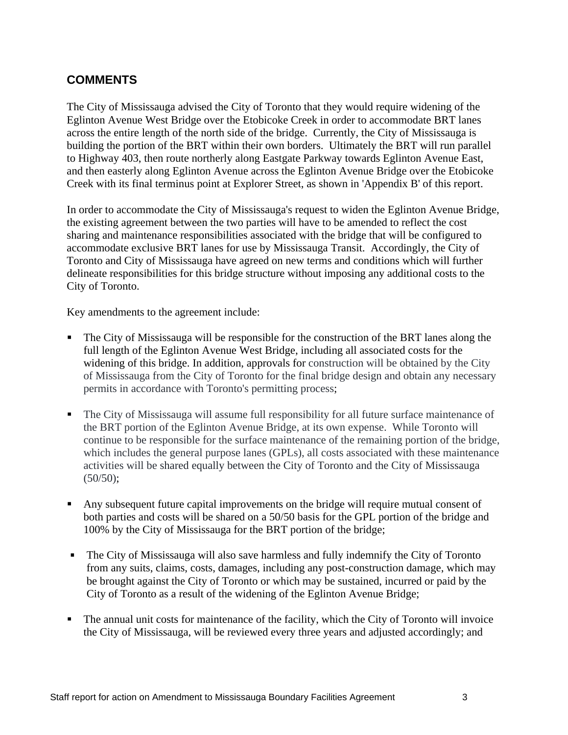## COMMENTS

The City of Mississauga advised the City of Toronto that they would require widening of the Eglinton Avenue West Bridge over the Etobicoke Creek in order to accommodate BRT lanes across the entire length of the north side of the bridge. Currently, the City of Mississauga is building the portion of the BRT within their own borders. Ultimately the BRT will run parallel to Highway 403, then route northerly along Eastgate Parkway towards Eglinton Avenue East, and then easterly along Eglinton Avenue across the Eglinton Avenue Bridge over the Etobicoke Creek with its final terminus point at Explorer Street, as shown in 'Appendix B' of this report.

In order to accommodate the City of Mississauga's request to widen the Eglinton Avenue Bridge, the existing agreement between the two parties will have to be amended to reflect the cost sharing and maintenance responsibilities associated with the bridge that will be configured to accommodate exclusive BRT lanes for use by Mississauga Transit. Accordingly, the City of Toronto and City of Mississauga have agreed on new terms and conditions which will further delineate responsibilities for this bridge structure without imposing any additional costs to the City of Toronto.

Key amendments to the agreement include:

- The City of Mississauga will be responsible for the construction of the BRT lanes along the full length of the Eglinton Avenue West Bridge, including all associated costs for the widening of this bridge. In addition, approvals for construction will be obtained by the City of Mississauga from the City of Toronto for the final bridge design and obtain any necessary permits in accordance with Toronto's permitting process;
- The City of Mississauga will assume full responsibility for all future surface maintenance of the BRT portion of the Eglinton Avenue Bridge, at its own expense. While Toronto will continue to be responsible for the surface maintenance of the remaining portion of the bridge, which includes the general purpose lanes (GPLs), all costs associated with these maintenance activities will be shared equally between the City of Toronto and the City of Mississauga (50/50);
- Any subsequent future capital improvements on the bridge will require mutual consent of both parties and costs will be shared on a 50/50 basis for the GPL portion of the bridge and 100% by the City of Mississauga for the BRT portion of the bridge;
- The City of Mississauga will also save harmless and fully indemnify the City of Toronto from any suits, claims, costs, damages, including any post-construction damage, which may be brought against the City of Toronto or which may be sustained, incurred or paid by the City of Toronto as a result of the widening of the Eglinton Avenue Bridge;
- The annual unit costs for maintenance of the facility, which the City of Toronto will invoice the City of Mississauga, will be reviewed every three years and adjusted accordingly; and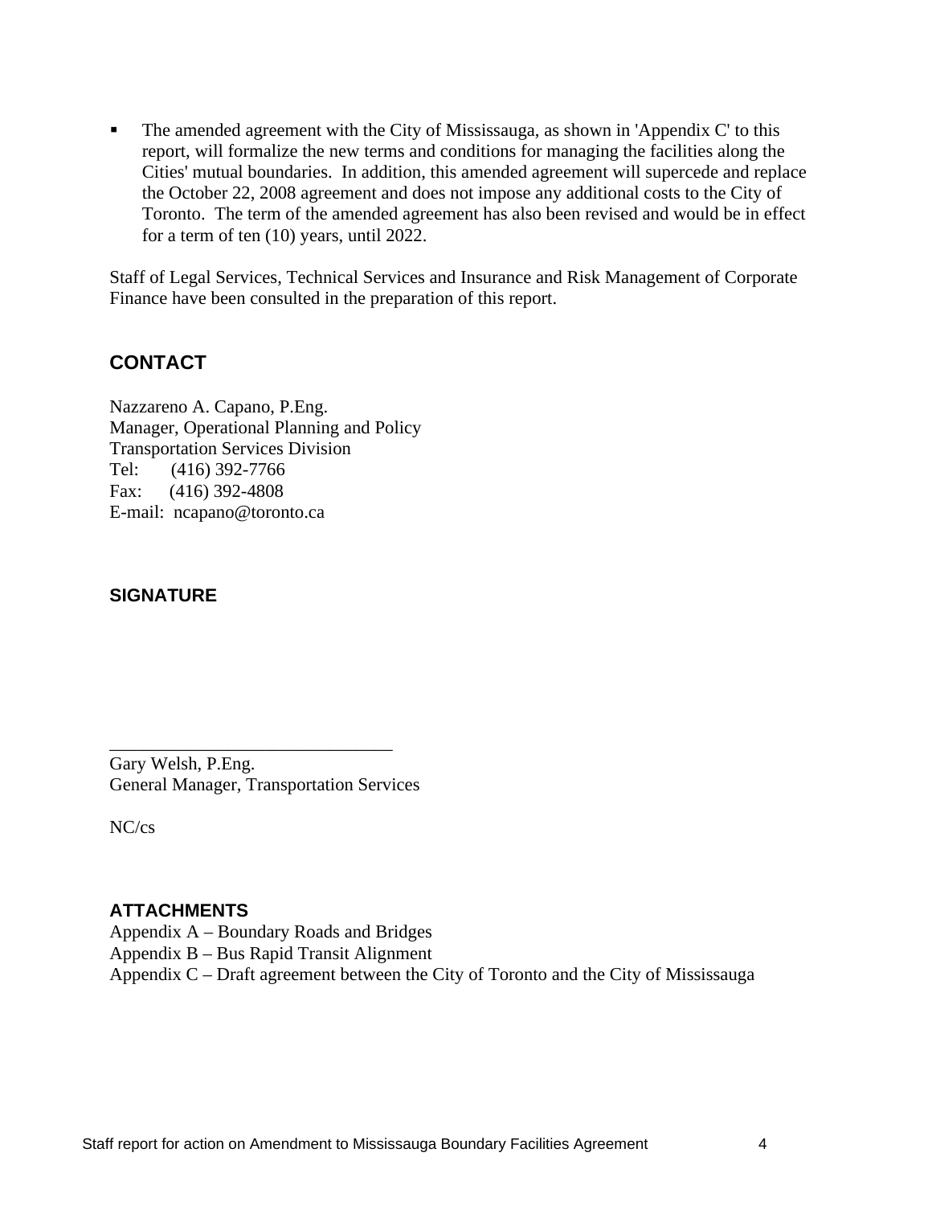- The amended agreement with the City of Mississauga, as shown in 'Appendix C' to this report, will formalize the new terms and conditions for managing the facilities along the Cities' mutual boundaries. In addition, this amended agreement will supercede and replace the October 22, 2008 agreement and does not impose any additional costs to the City of Toronto. The term of the amended agreement has also been revised and would be in effect for a term of ten (10) years, until 2022.

Staff of Legal Services, Technical Services and Insurance and Risk Management of Corporate Finance have been consulted in the preparation of this report.

## CONTACT

Nazzareno A. Capano, P.Eng.
Manager, Operational Planning and Policy
Transportation Services Division
Tel: (416) 392-7766
Fax: (416) 392-4808
E-mail: ncapano@toronto.ca

### SIGNATURE

_______________________________
Gary Welsh, P.Eng.
General Manager, Transportation Services

NC/cs

### ATTACHMENTS

Appendix A – Boundary Roads and Bridges
Appendix B – Bus Rapid Transit Alignment
Appendix C – Draft agreement between the City of Toronto and the City of Mississauga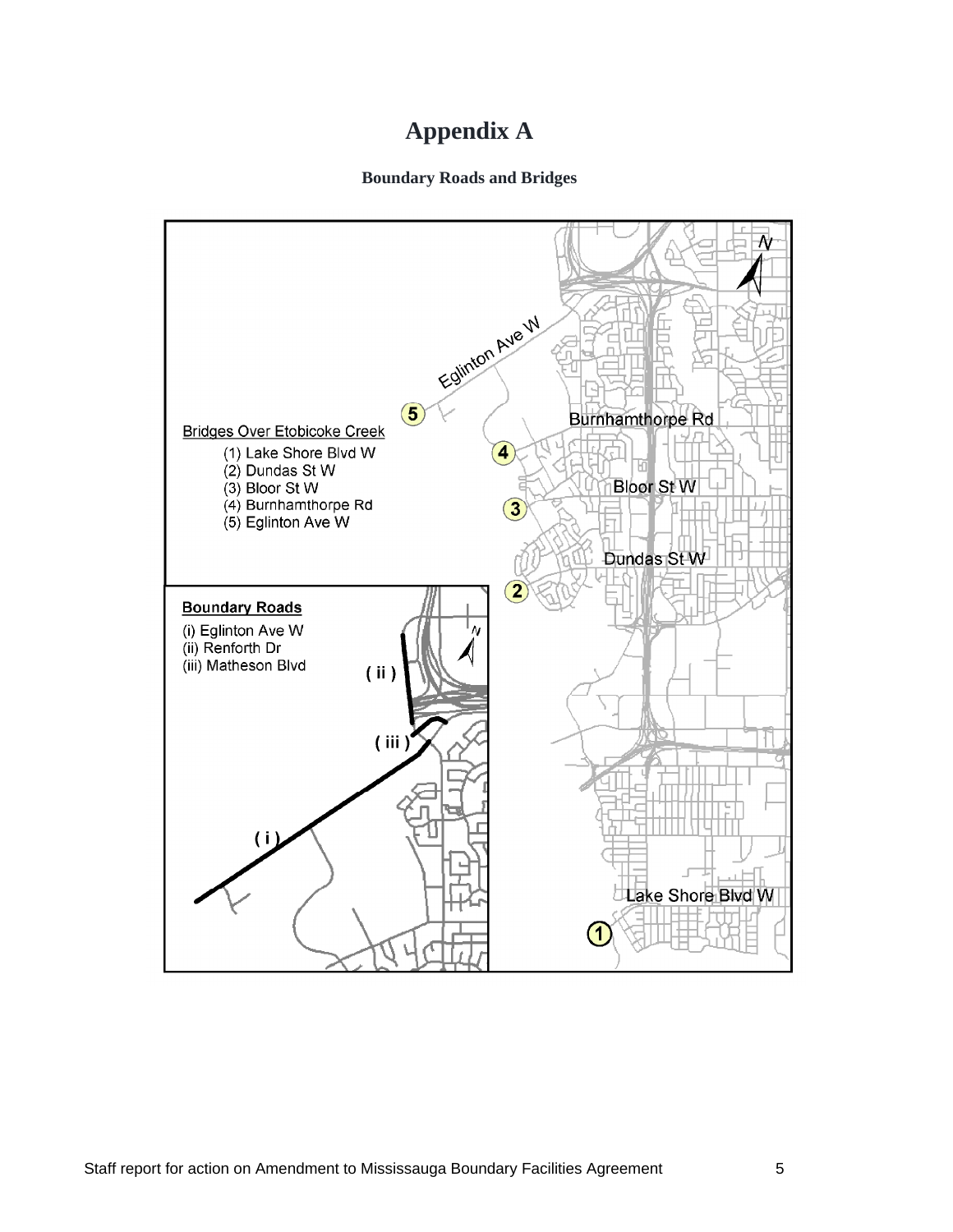# Appendix A

**Boundary Roads and Bridges**

Bridges Over Etobicoke Creek

(1) Lake Shore Blvd W
(2) Dundas St W
(3) Bloor St W
(4) Burnhamthorpe Rd
(5) Eglinton Ave W

Boundary Roads

(i) Eglinton Ave W
(ii) Renforth Dr
(iii) Matheson Blvd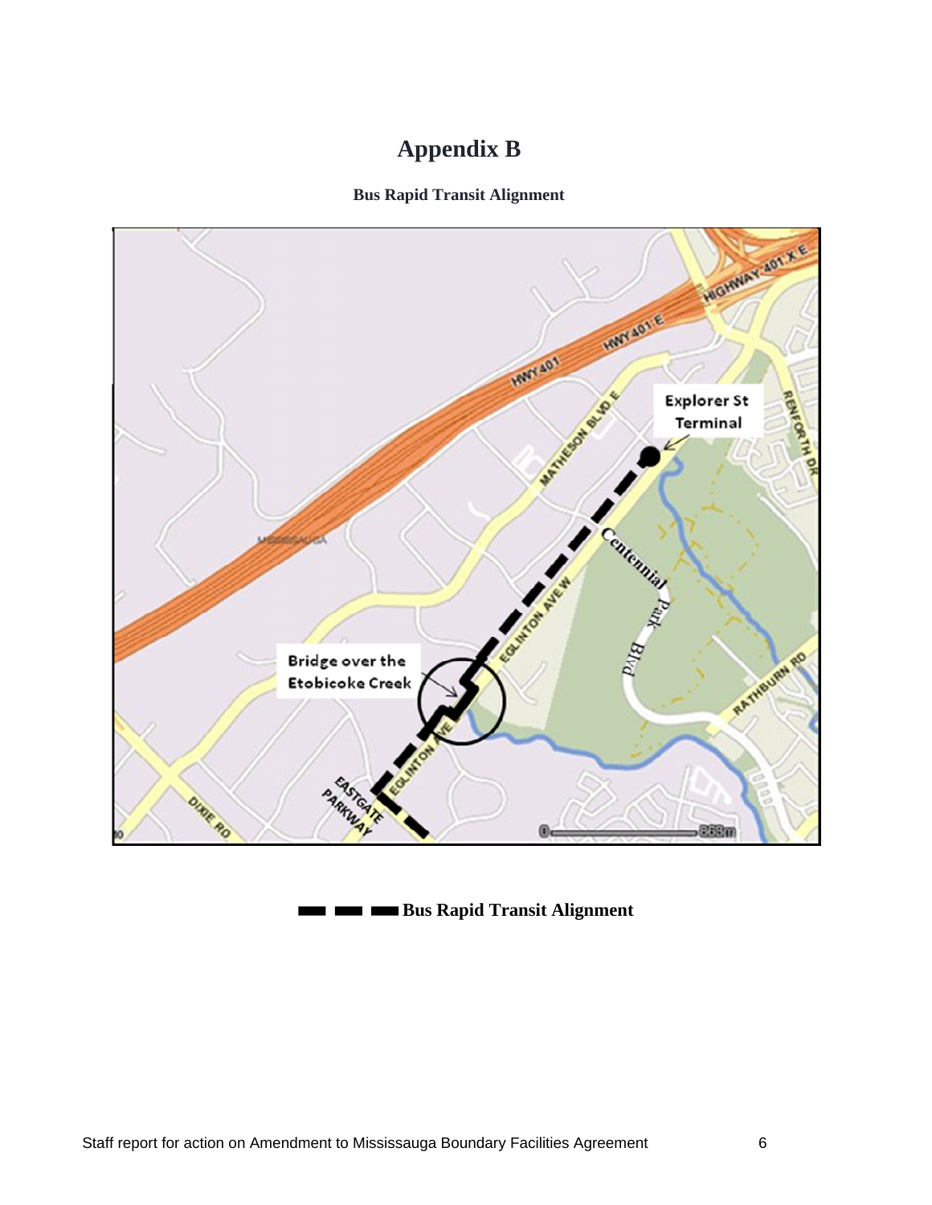# Appendix B

**Bus Rapid Transit Alignment**

Explorer St Terminal

Bridge over the Etobicoke Creek

HWY 401

HWY 401 E

HIGHWAY 401 X E

MATHESON BLVD E

EGLINTON AVE W

EGLINTON AVE

Centennial Park Blvd

RENFORTH DR

RATHBURN RD

EASTGATE PARKWAY

DIXIE RD

MISSISSAUGA

0 — 863m

**Bus Rapid Transit Alignment**